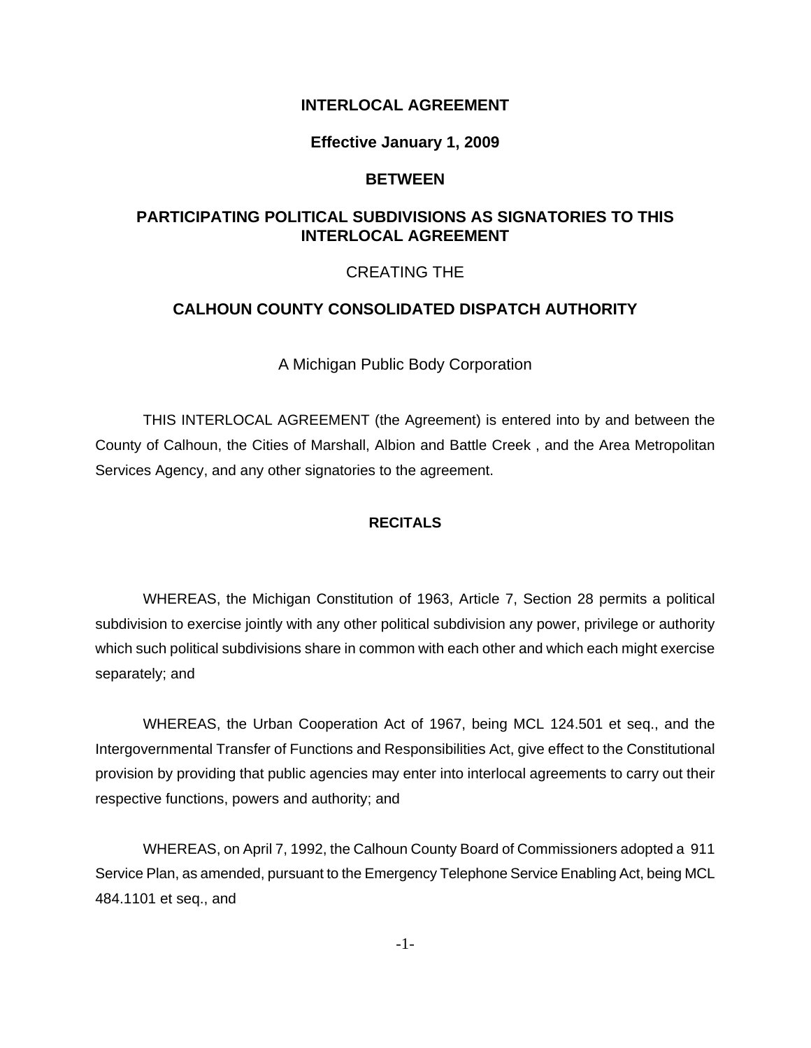# INTERLOCAL AGREEMENT

**Effective January 1, 2009**

**BETWEEN**

**PARTICIPATING POLITICAL SUBDIVISIONS AS SIGNATORIES TO THIS INTERLOCAL AGREEMENT**

CREATING THE

**CALHOUN COUNTY CONSOLIDATED DISPATCH AUTHORITY**

A Michigan Public Body Corporation

THIS INTERLOCAL AGREEMENT (the Agreement) is entered into by and between the County of Calhoun, the Cities of Marshall, Albion and Battle Creek , and the Area Metropolitan Services Agency, and any other signatories to the agreement.

## RECITALS

WHEREAS, the Michigan Constitution of 1963, Article 7, Section 28 permits a political subdivision to exercise jointly with any other political subdivision any power, privilege or authority which such political subdivisions share in common with each other and which each might exercise separately; and

WHEREAS, the Urban Cooperation Act of 1967, being MCL 124.501 et seq., and the Intergovernmental Transfer of Functions and Responsibilities Act, give effect to the Constitutional provision by providing that public agencies may enter into interlocal agreements to carry out their respective functions, powers and authority; and

WHEREAS, on April 7, 1992, the Calhoun County Board of Commissioners adopted a 911 Service Plan, as amended, pursuant to the Emergency Telephone Service Enabling Act, being MCL 484.1101 et seq., and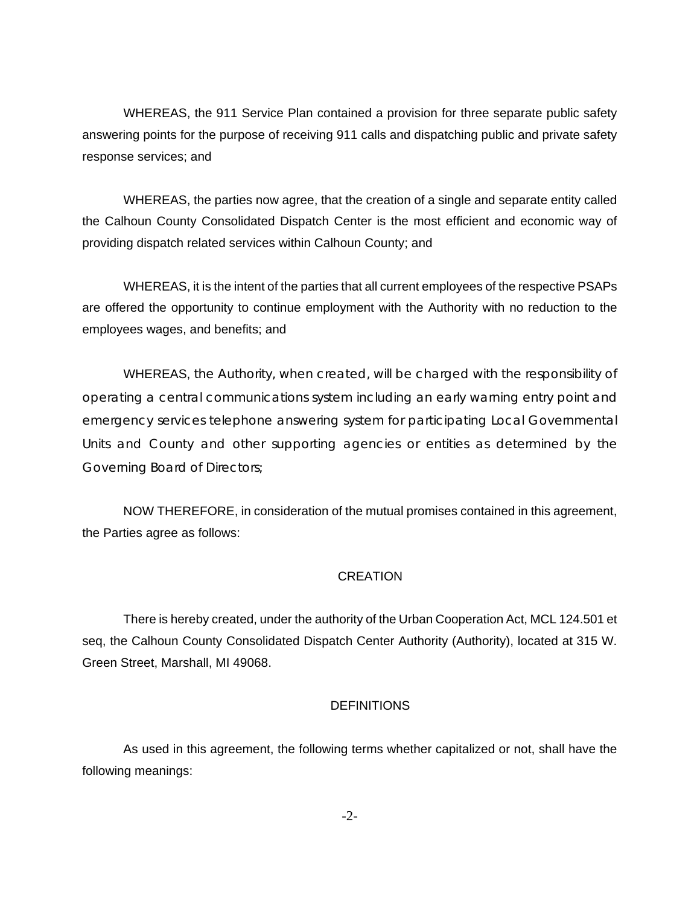WHEREAS, the 911 Service Plan contained a provision for three separate public safety answering points for the purpose of receiving 911 calls and dispatching public and private safety response services; and

WHEREAS, the parties now agree, that the creation of a single and separate entity called the Calhoun County Consolidated Dispatch Center is the most efficient and economic way of providing dispatch related services within Calhoun County; and

WHEREAS, it is the intent of the parties that all current employees of the respective PSAPs are offered the opportunity to continue employment with the Authority with no reduction to the employees wages, and benefits; and

WHEREAS, the Authority, when created, will be charged with the responsibility of operating a central communications system including an early warning entry point and emergency services telephone answering system for participating Local Governmental Units and County and other supporting agencies or entities as determined by the Governing Board of Directors;

NOW THEREFORE, in consideration of the mutual promises contained in this agreement, the Parties agree as follows:

## CREATION

There is hereby created, under the authority of the Urban Cooperation Act, MCL 124.501 et seq, the Calhoun County Consolidated Dispatch Center Authority (Authority), located at 315 W. Green Street, Marshall, MI 49068.

## DEFINITIONS

As used in this agreement, the following terms whether capitalized or not, shall have the following meanings: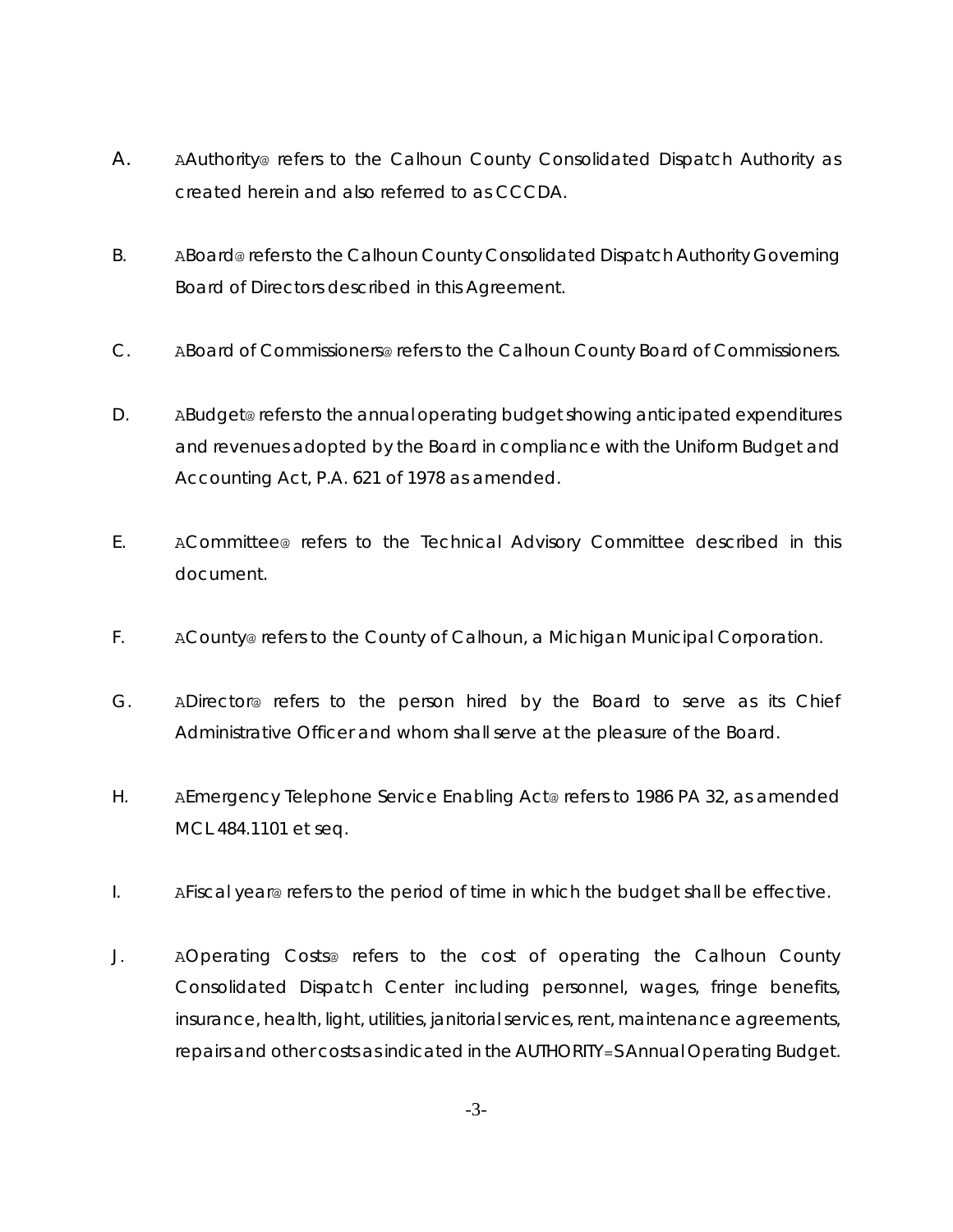A. AAuthority@ refers to the Calhoun County Consolidated Dispatch Authority as created herein and also referred to as CCCDA.

B. ABoard@ refers to the Calhoun County Consolidated Dispatch Authority Governing Board of Directors described in this Agreement.

C. ABoard of Commissioners@ refers to the Calhoun County Board of Commissioners.

D. ABudget@ refers to the annual operating budget showing anticipated expenditures and revenues adopted by the Board in compliance with the Uniform Budget and Accounting Act, P.A. 621 of 1978 as amended.

E. ACommittee@ refers to the Technical Advisory Committee described in this document.

F. ACounty@ refers to the County of Calhoun, a Michigan Municipal Corporation.

G. ADirector@ refers to the person hired by the Board to serve as its Chief Administrative Officer and whom shall serve at the pleasure of the Board.

H. AEmergency Telephone Service Enabling Act@ refers to 1986 PA 32, as amended MCL 484.1101 et seq.

I. AFiscal year@ refers to the period of time in which the budget shall be effective.

J. AOperating Costs@ refers to the cost of operating the Calhoun County Consolidated Dispatch Center including personnel, wages, fringe benefits, insurance, health, light, utilities, janitorial services, rent, maintenance agreements, repairs and other costs as indicated in the AUTHORITY=S Annual Operating Budget.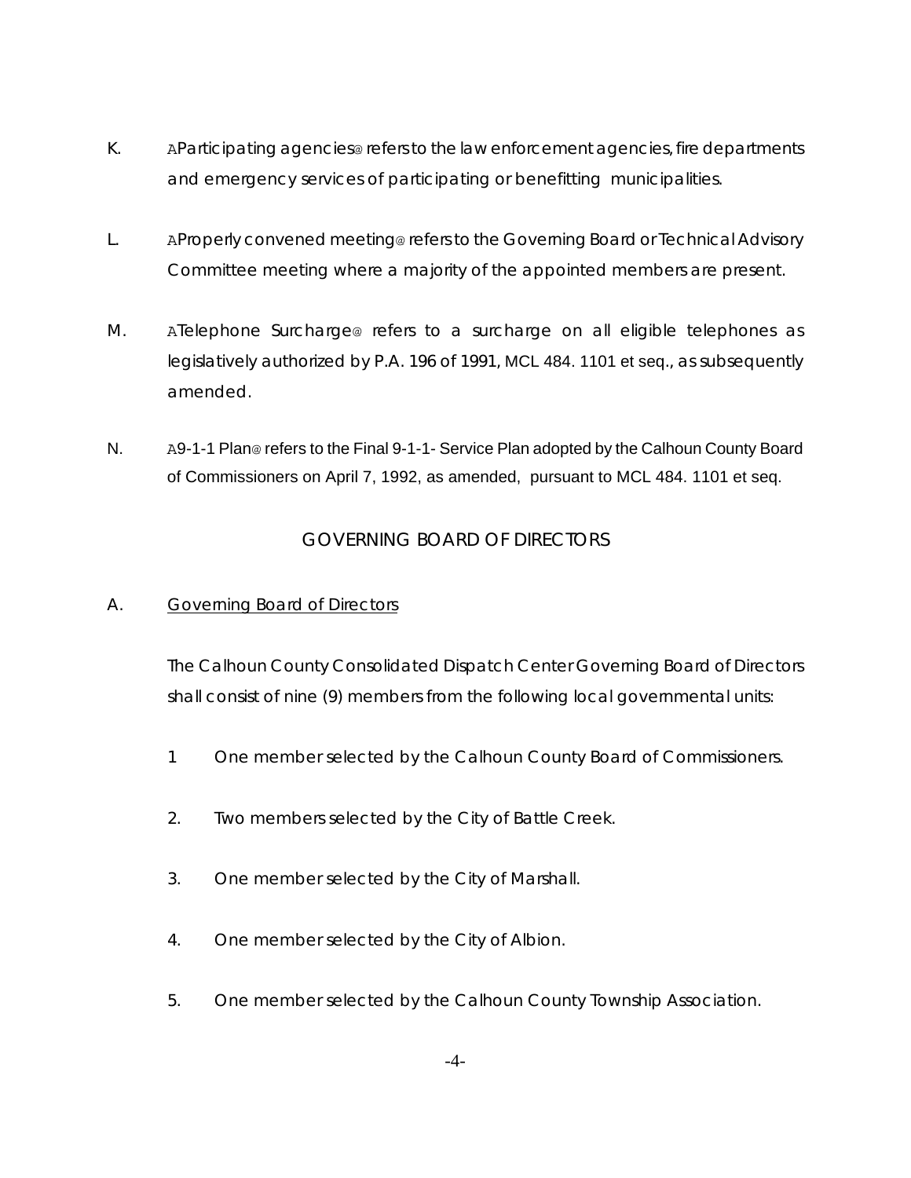K. AParticipating agencies@ refers to the law enforcement agencies, fire departments and emergency services of participating or benefitting municipalities.

L. AProperly convened meeting@ refers to the Governing Board or Technical Advisory Committee meeting where a majority of the appointed members are present.

M. ATelephone Surcharge@ refers to a surcharge on all eligible telephones as legislatively authorized by P.A. 196 of 1991, MCL 484. 1101 et seq., as subsequently amended.

N. A9-1-1 Plan@ refers to the Final 9-1-1- Service Plan adopted by the Calhoun County Board of Commissioners on April 7, 1992, as amended, pursuant to MCL 484. 1101 et seq.

## GOVERNING BOARD OF DIRECTORS

A. Governing Board of Directors

The Calhoun County Consolidated Dispatch Center Governing Board of Directors shall consist of nine (9) members from the following local governmental units:

1 One member selected by the Calhoun County Board of Commissioners.

2. Two members selected by the City of Battle Creek.

3. One member selected by the City of Marshall.

4. One member selected by the City of Albion.

5. One member selected by the Calhoun County Township Association.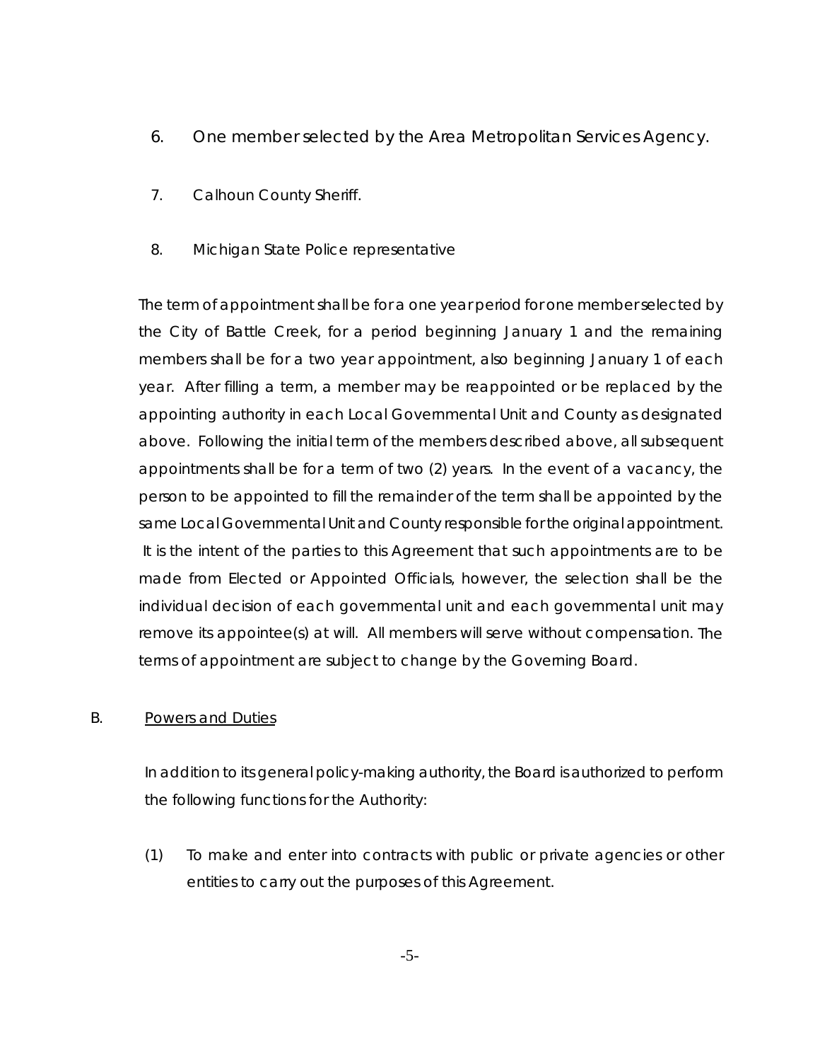6. One member selected by the Area Metropolitan Services Agency.

7. Calhoun County Sheriff.

8. Michigan State Police representative

The term of appointment shall be for a one year period for one member selected by the City of Battle Creek, for a period beginning January 1 and the remaining members shall be for a two year appointment, also beginning January 1 of each year. After filling a term, a member may be reappointed or be replaced by the appointing authority in each Local Governmental Unit and County as designated above. Following the initial term of the members described above, all subsequent appointments shall be for a term of two (2) years. In the event of a vacancy, the person to be appointed to fill the remainder of the term shall be appointed by the same Local Governmental Unit and County responsible for the original appointment. It is the intent of the parties to this Agreement that such appointments are to be made from Elected or Appointed Officials, however, the selection shall be the individual decision of each governmental unit and each governmental unit may remove its appointee(s) at will. All members will serve without compensation. The terms of appointment are subject to change by the Governing Board.

B. <u>Powers and Duties</u>

In addition to its general policy-making authority, the Board is authorized to perform the following functions for the Authority:

(1) To make and enter into contracts with public or private agencies or other entities to carry out the purposes of this Agreement.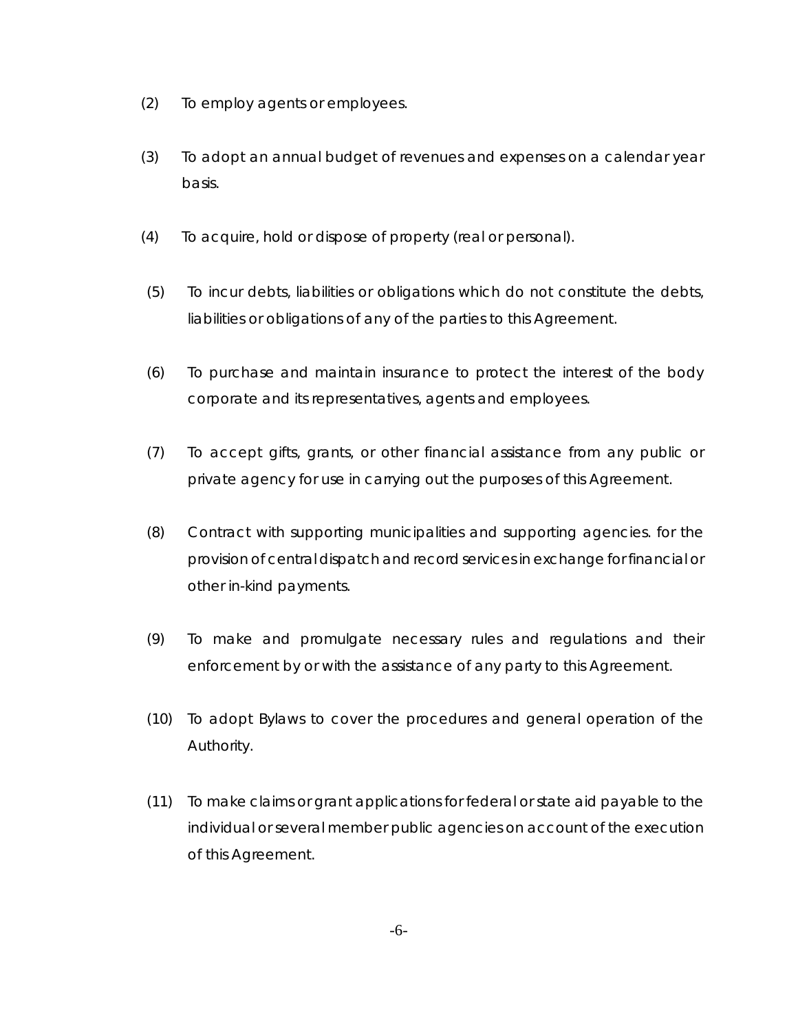(2) To employ agents or employees.

(3) To adopt an annual budget of revenues and expenses on a calendar year basis.

(4) To acquire, hold or dispose of property (real or personal).

(5) To incur debts, liabilities or obligations which do not constitute the debts, liabilities or obligations of any of the parties to this Agreement.

(6) To purchase and maintain insurance to protect the interest of the body corporate and its representatives, agents and employees.

(7) To accept gifts, grants, or other financial assistance from any public or private agency for use in carrying out the purposes of this Agreement.

(8) Contract with supporting municipalities and supporting agencies. for the provision of central dispatch and record services in exchange for financial or other in-kind payments.

(9) To make and promulgate necessary rules and regulations and their enforcement by or with the assistance of any party to this Agreement.

(10) To adopt Bylaws to cover the procedures and general operation of the Authority.

(11) To make claims or grant applications for federal or state aid payable to the individual or several member public agencies on account of the execution of this Agreement.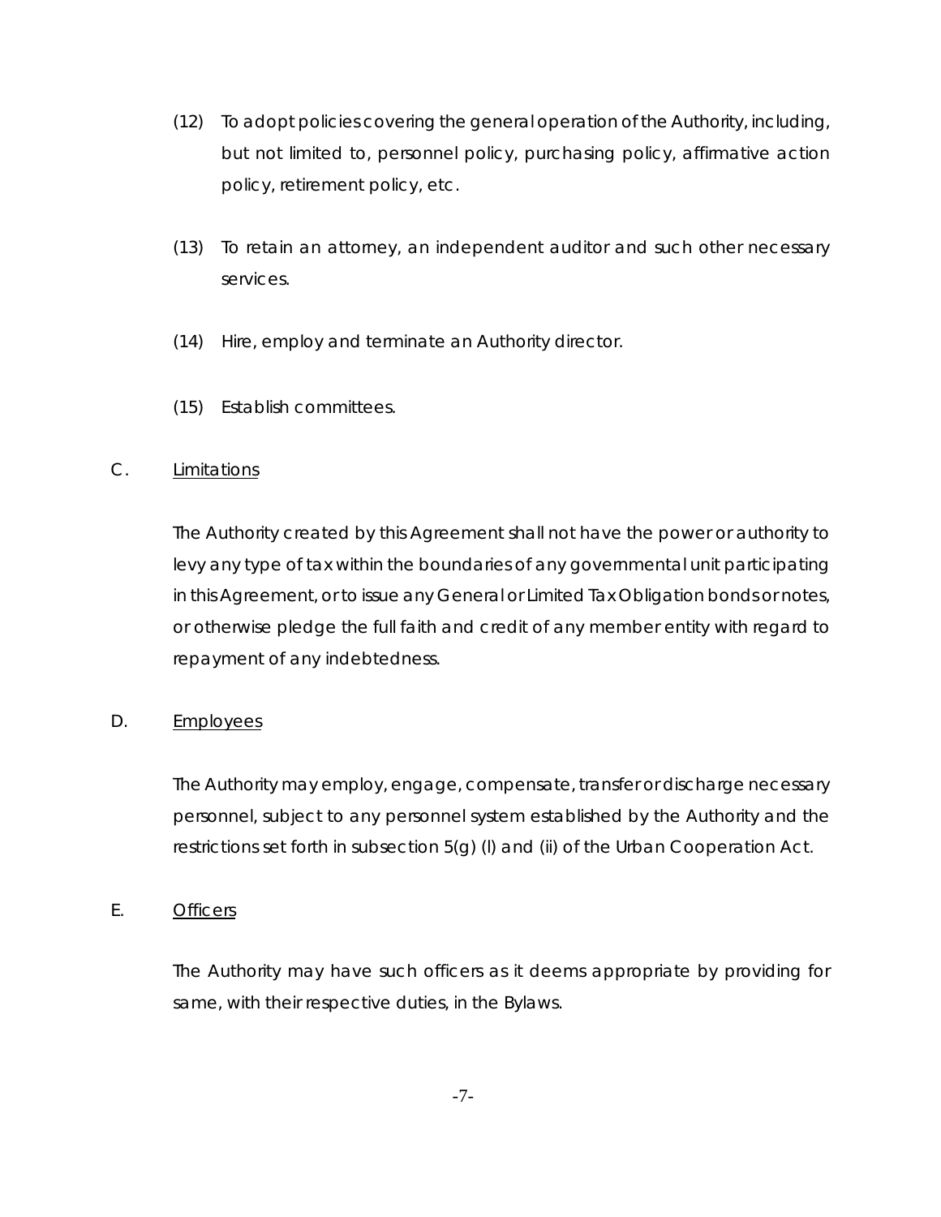(12) To adopt policies covering the general operation of the Authority, including, but not limited to, personnel policy, purchasing policy, affirmative action policy, retirement policy, etc.

(13) To retain an attorney, an independent auditor and such other necessary services.

(14) Hire, employ and terminate an Authority director.

(15) Establish committees.

C. <u>Limitations</u>

The Authority created by this Agreement shall not have the power or authority to levy any type of tax within the boundaries of any governmental unit participating in this Agreement, or to issue any General or Limited Tax Obligation bonds or notes, or otherwise pledge the full faith and credit of any member entity with regard to repayment of any indebtedness.

D. <u>Employees</u>

The Authority may employ, engage, compensate, transfer or discharge necessary personnel, subject to any personnel system established by the Authority and the restrictions set forth in subsection 5(g) (l) and (ii) of the Urban Cooperation Act.

E. <u>Officers</u>

The Authority may have such officers as it deems appropriate by providing for same, with their respective duties, in the Bylaws.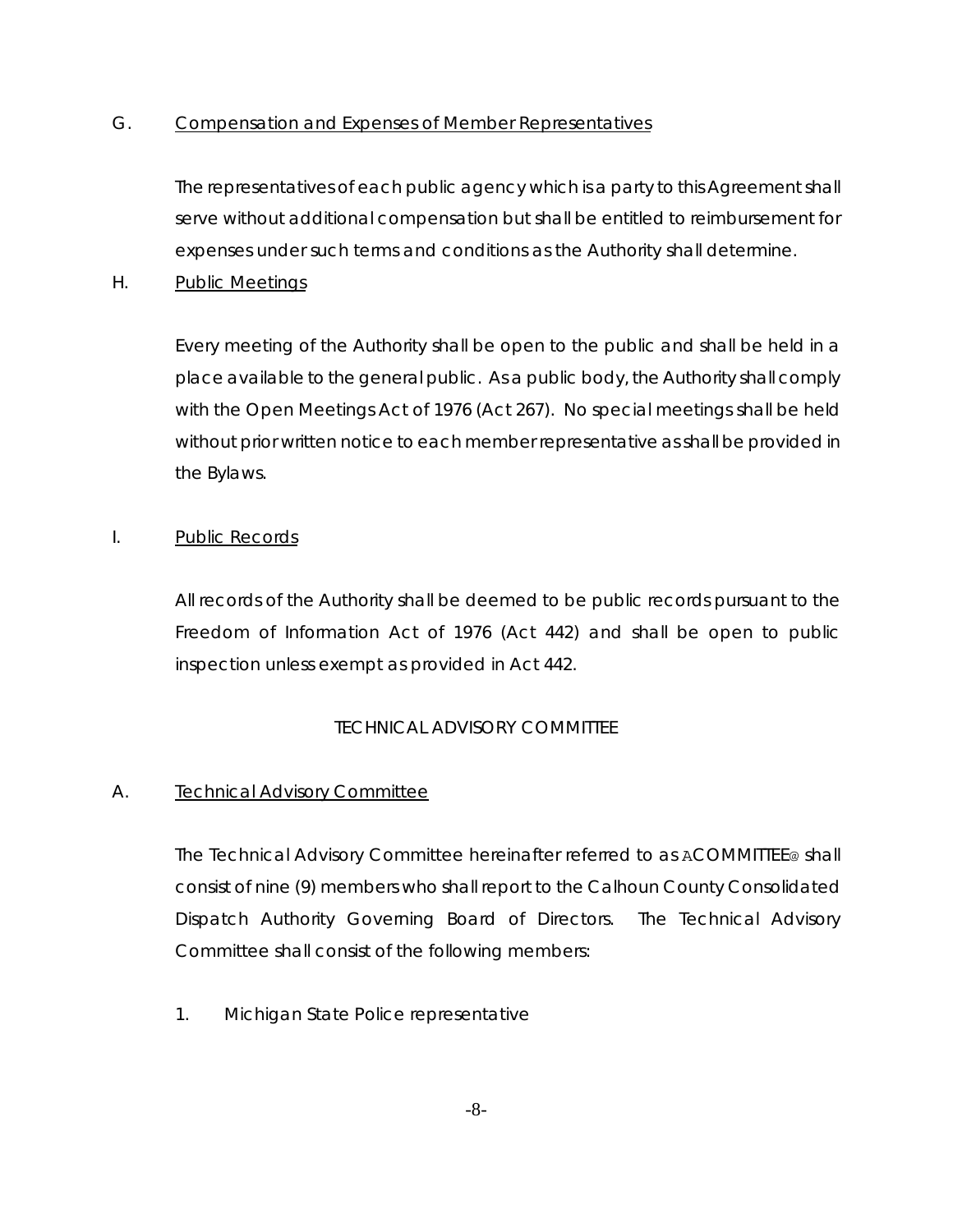G. Compensation and Expenses of Member Representatives

The representatives of each public agency which is a party to this Agreement shall serve without additional compensation but shall be entitled to reimbursement for expenses under such terms and conditions as the Authority shall determine.

H. Public Meetings

Every meeting of the Authority shall be open to the public and shall be held in a place available to the general public. As a public body, the Authority shall comply with the Open Meetings Act of 1976 (Act 267). No special meetings shall be held without prior written notice to each member representative as shall be provided in the Bylaws.

I. Public Records

All records of the Authority shall be deemed to be public records pursuant to the Freedom of Information Act of 1976 (Act 442) and shall be open to public inspection unless exempt as provided in Act 442.

## TECHNICAL ADVISORY COMMITTEE

A. Technical Advisory Committee

The Technical Advisory Committee hereinafter referred to as ACOMMITTEE@ shall consist of nine (9) members who shall report to the Calhoun County Consolidated Dispatch Authority Governing Board of Directors. The Technical Advisory Committee shall consist of the following members:

1. Michigan State Police representative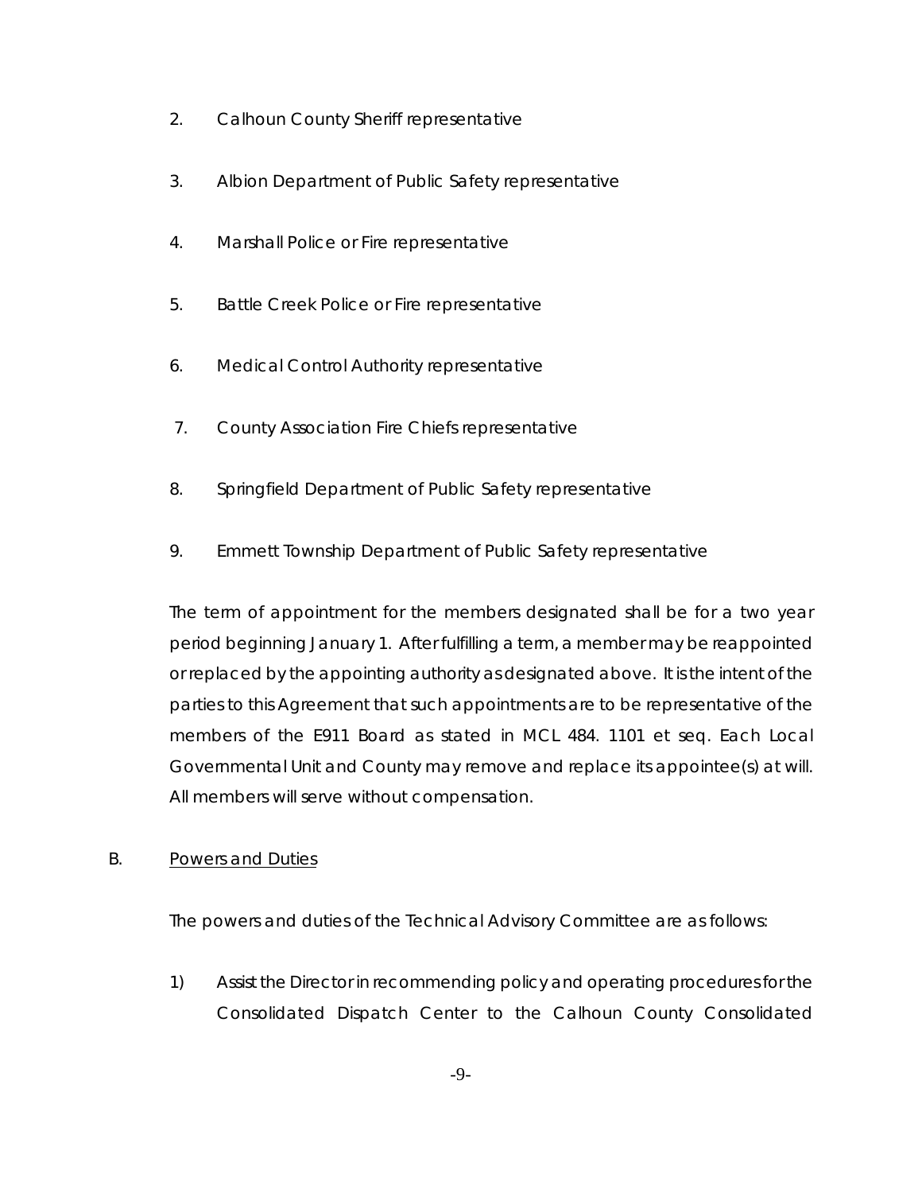2. Calhoun County Sheriff representative

3. Albion Department of Public Safety representative

4. Marshall Police or Fire representative

5. Battle Creek Police or Fire representative

6. Medical Control Authority representative

7. County Association Fire Chiefs representative

8. Springfield Department of Public Safety representative

9. Emmett Township Department of Public Safety representative

The term of appointment for the members designated shall be for a two year period beginning January 1. After fulfilling a term, a member may be reappointed or replaced by the appointing authority as designated above. It is the intent of the parties to this Agreement that such appointments are to be representative of the members of the E911 Board as stated in MCL 484. 1101 et seq. Each Local Governmental Unit and County may remove and replace its appointee(s) at will. All members will serve without compensation.

B. <u>Powers and Duties</u>

The powers and duties of the Technical Advisory Committee are as follows:

1) Assist the Director in recommending policy and operating procedures for the Consolidated Dispatch Center to the Calhoun County Consolidated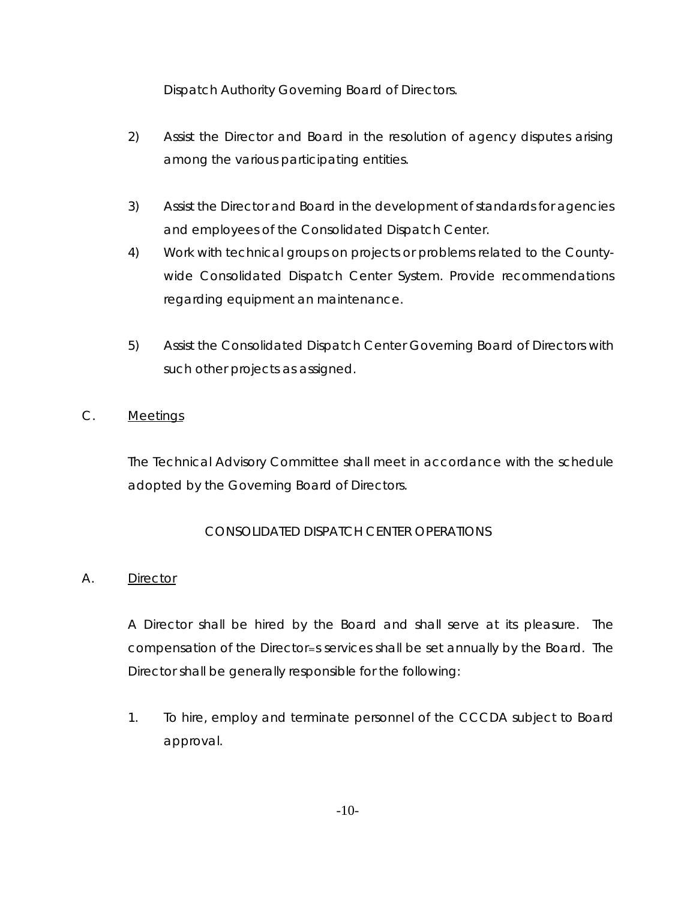Dispatch Authority Governing Board of Directors.

2) Assist the Director and Board in the resolution of agency disputes arising among the various participating entities.

3) Assist the Director and Board in the development of standards for agencies and employees of the Consolidated Dispatch Center.

4) Work with technical groups on projects or problems related to the County-wide Consolidated Dispatch Center System. Provide recommendations regarding equipment an maintenance.

5) Assist the Consolidated Dispatch Center Governing Board of Directors with such other projects as assigned.

C. <u>Meetings</u>

The Technical Advisory Committee shall meet in accordance with the schedule adopted by the Governing Board of Directors.

CONSOLIDATED DISPATCH CENTER OPERATIONS

A. <u>Director</u>

A Director shall be hired by the Board and shall serve at its pleasure. The compensation of the Director=s services shall be set annually by the Board. The Director shall be generally responsible for the following:

1. To hire, employ and terminate personnel of the CCCDA subject to Board approval.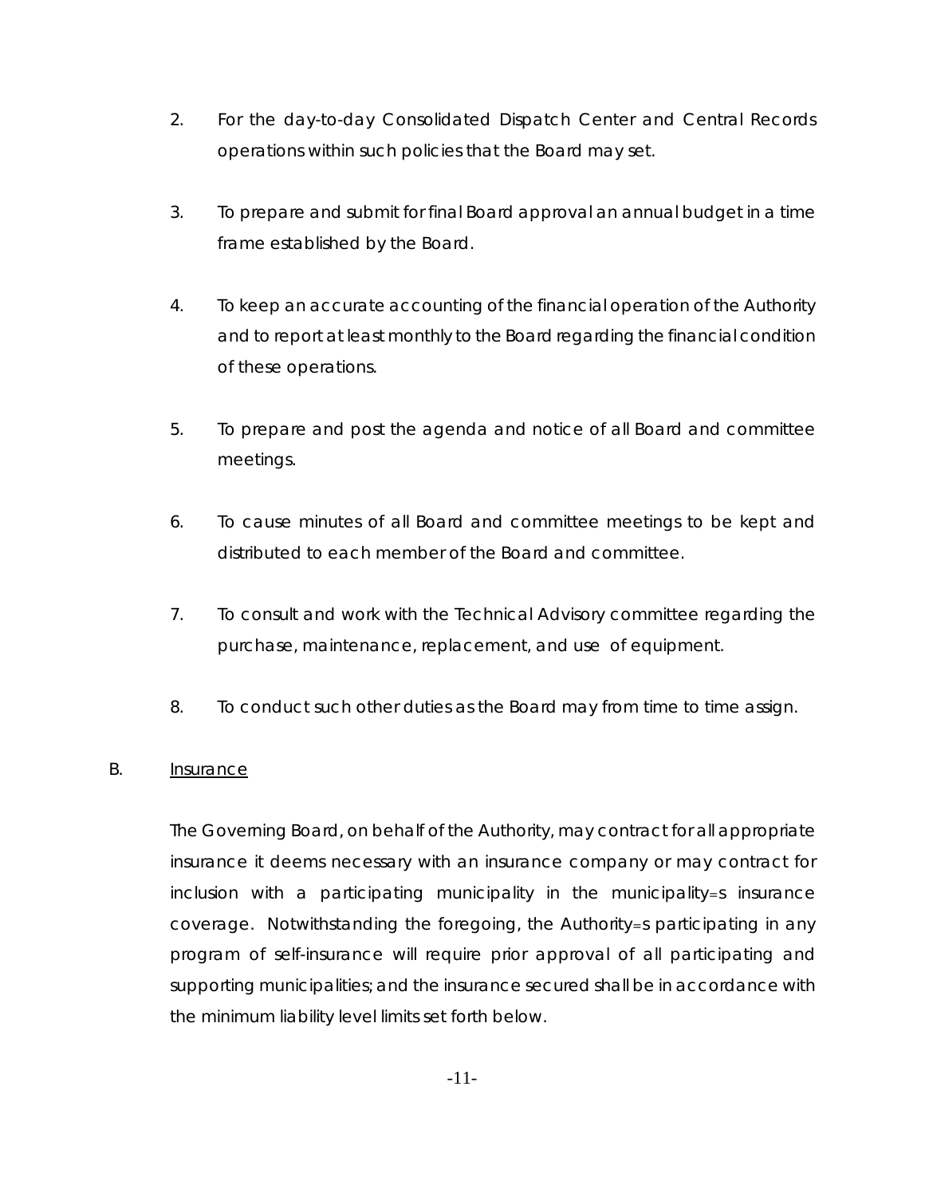2. For the day-to-day Consolidated Dispatch Center and Central Records operations within such policies that the Board may set.

3. To prepare and submit for final Board approval an annual budget in a time frame established by the Board.

4. To keep an accurate accounting of the financial operation of the Authority and to report at least monthly to the Board regarding the financial condition of these operations.

5. To prepare and post the agenda and notice of all Board and committee meetings.

6. To cause minutes of all Board and committee meetings to be kept and distributed to each member of the Board and committee.

7. To consult and work with the Technical Advisory committee regarding the purchase, maintenance, replacement, and use of equipment.

8. To conduct such other duties as the Board may from time to time assign.

B. <u>Insurance</u>

The Governing Board, on behalf of the Authority, may contract for all appropriate insurance it deems necessary with an insurance company or may contract for inclusion with a participating municipality in the municipality=s insurance coverage. Notwithstanding the foregoing, the Authority=s participating in any program of self-insurance will require prior approval of all participating and supporting municipalities; and the insurance secured shall be in accordance with the minimum liability level limits set forth below.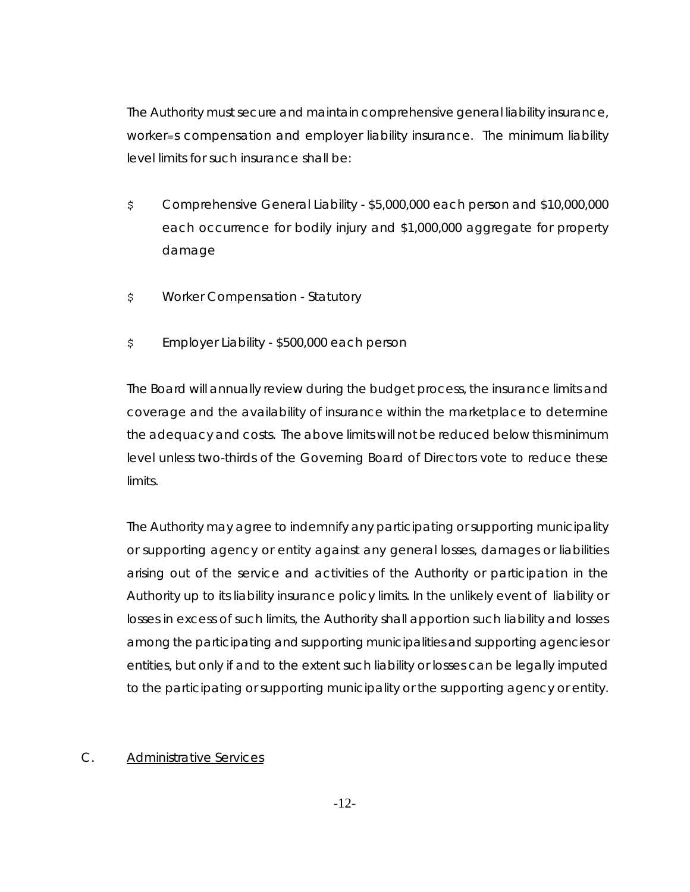The Authority must secure and maintain comprehensive general liability insurance, worker=s compensation and employer liability insurance. The minimum liability level limits for such insurance shall be:

$ Comprehensive General Liability - $5,000,000 each person and $10,000,000 each occurrence for bodily injury and $1,000,000 aggregate for property damage

$ Worker Compensation - Statutory

$ Employer Liability - $500,000 each person

The Board will annually review during the budget process, the insurance limits and coverage and the availability of insurance within the marketplace to determine the adequacy and costs. The above limits will not be reduced below this minimum level unless two-thirds of the Governing Board of Directors vote to reduce these limits.

The Authority may agree to indemnify any participating or supporting municipality or supporting agency or entity against any general losses, damages or liabilities arising out of the service and activities of the Authority or participation in the Authority up to its liability insurance policy limits. In the unlikely event of liability or losses in excess of such limits, the Authority shall apportion such liability and losses among the participating and supporting municipalities and supporting agencies or entities, but only if and to the extent such liability or losses can be legally imputed to the participating or supporting municipality or the supporting agency or entity.

C. Administrative Services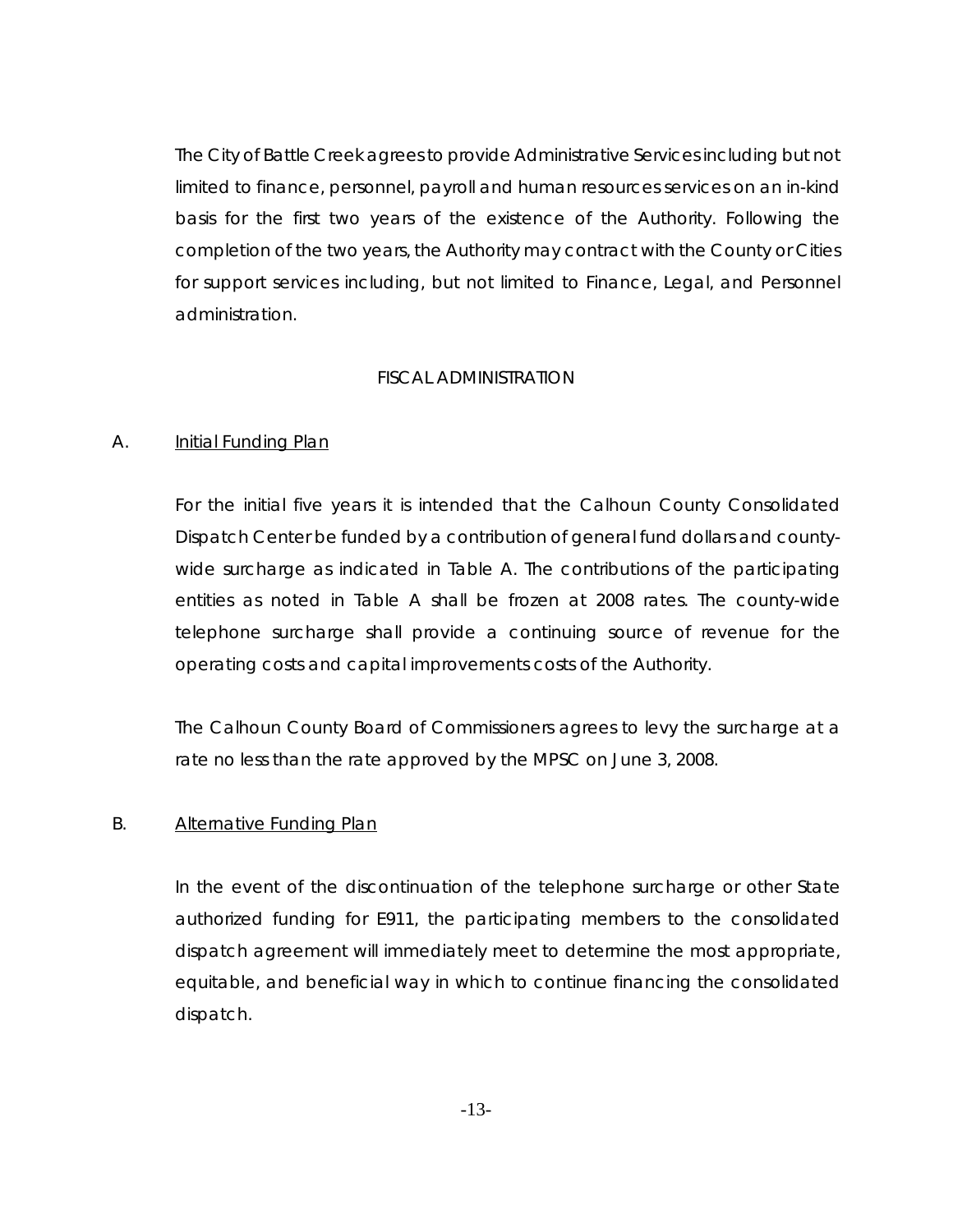The City of Battle Creek agrees to provide Administrative Services including but not limited to finance, personnel, payroll and human resources services on an in-kind basis for the first two years of the existence of the Authority. Following the completion of the two years, the Authority may contract with the County or Cities for support services including, but not limited to Finance, Legal, and Personnel administration.

## FISCAL ADMINISTRATION

A. <u>Initial Funding Plan</u>

For the initial five years it is intended that the Calhoun County Consolidated Dispatch Center be funded by a contribution of general fund dollars and county-wide surcharge as indicated in Table A. The contributions of the participating entities as noted in Table A shall be frozen at 2008 rates. The county-wide telephone surcharge shall provide a continuing source of revenue for the operating costs and capital improvements costs of the Authority.

The Calhoun County Board of Commissioners agrees to levy the surcharge at a rate no less than the rate approved by the MPSC on June 3, 2008.

B. <u>Alternative Funding Plan</u>

In the event of the discontinuation of the telephone surcharge or other State authorized funding for E911, the participating members to the consolidated dispatch agreement will immediately meet to determine the most appropriate, equitable, and beneficial way in which to continue financing the consolidated dispatch.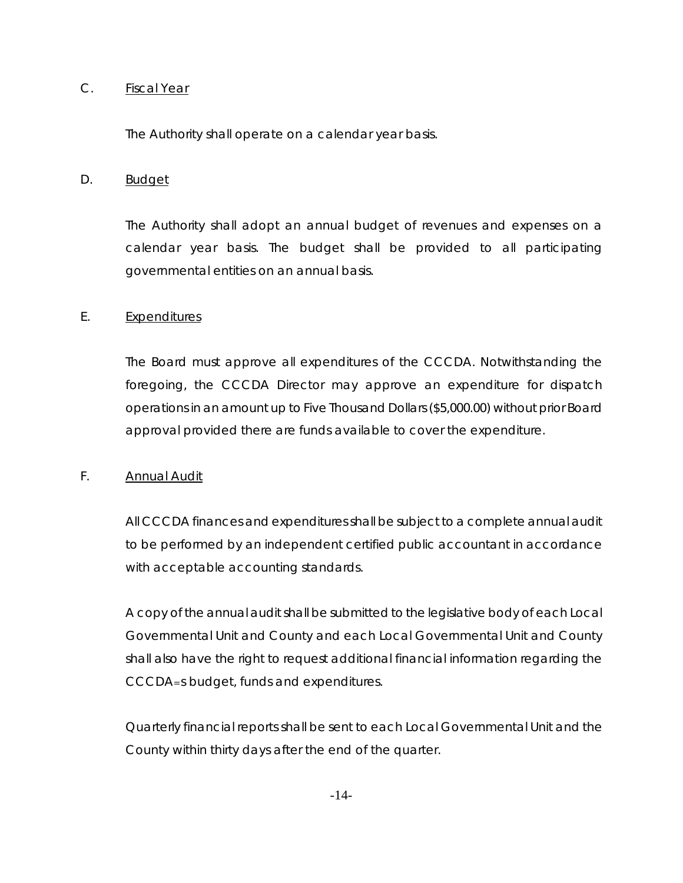C. <u>Fiscal Year</u>

The Authority shall operate on a calendar year basis.

D. <u>Budget</u>

The Authority shall adopt an annual budget of revenues and expenses on a calendar year basis. The budget shall be provided to all participating governmental entities on an annual basis.

E. <u>Expenditures</u>

The Board must approve all expenditures of the CCCDA. Notwithstanding the foregoing, the CCCDA Director may approve an expenditure for dispatch operations in an amount up to Five Thousand Dollars ($5,000.00) without prior Board approval provided there are funds available to cover the expenditure.

F. <u>Annual Audit</u>

All CCCDA finances and expenditures shall be subject to a complete annual audit to be performed by an independent certified public accountant in accordance with acceptable accounting standards.

A copy of the annual audit shall be submitted to the legislative body of each Local Governmental Unit and County and each Local Governmental Unit and County shall also have the right to request additional financial information regarding the CCCDA=s budget, funds and expenditures.

Quarterly financial reports shall be sent to each Local Governmental Unit and the County within thirty days after the end of the quarter.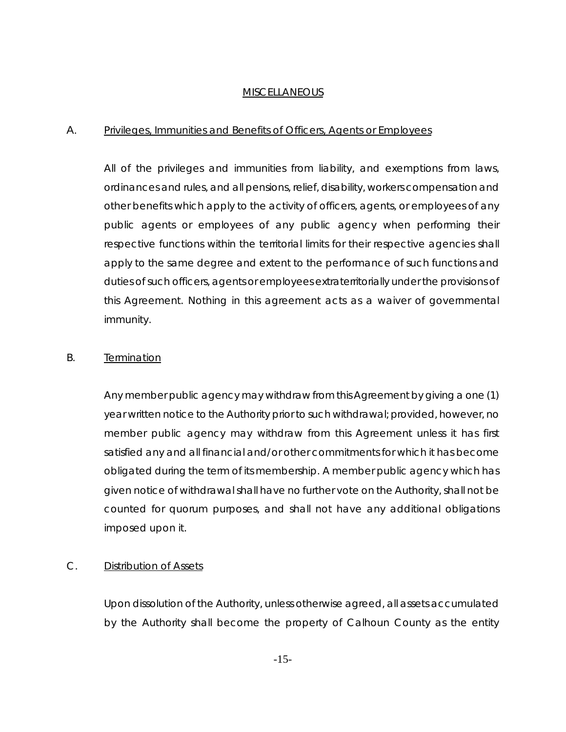## MISCELLANEOUS

### A. Privileges, Immunities and Benefits of Officers, Agents or Employees

All of the privileges and immunities from liability, and exemptions from laws, ordinances and rules, and all pensions, relief, disability, workers compensation and other benefits which apply to the activity of officers, agents, or employees of any public agents or employees of any public agency when performing their respective functions within the territorial limits for their respective agencies shall apply to the same degree and extent to the performance of such functions and duties of such officers, agents or employees extraterritorially under the provisions of this Agreement. Nothing in this agreement acts as a waiver of governmental immunity.

### B. Termination

Any member public agency may withdraw from this Agreement by giving a one (1) year written notice to the Authority prior to such withdrawal; provided, however, no member public agency may withdraw from this Agreement unless it has first satisfied any and all financial and/or other commitments for which it has become obligated during the term of its membership. A member public agency which has given notice of withdrawal shall have no further vote on the Authority, shall not be counted for quorum purposes, and shall not have any additional obligations imposed upon it.

### C. Distribution of Assets

Upon dissolution of the Authority, unless otherwise agreed, all assets accumulated by the Authority shall become the property of Calhoun County as the entity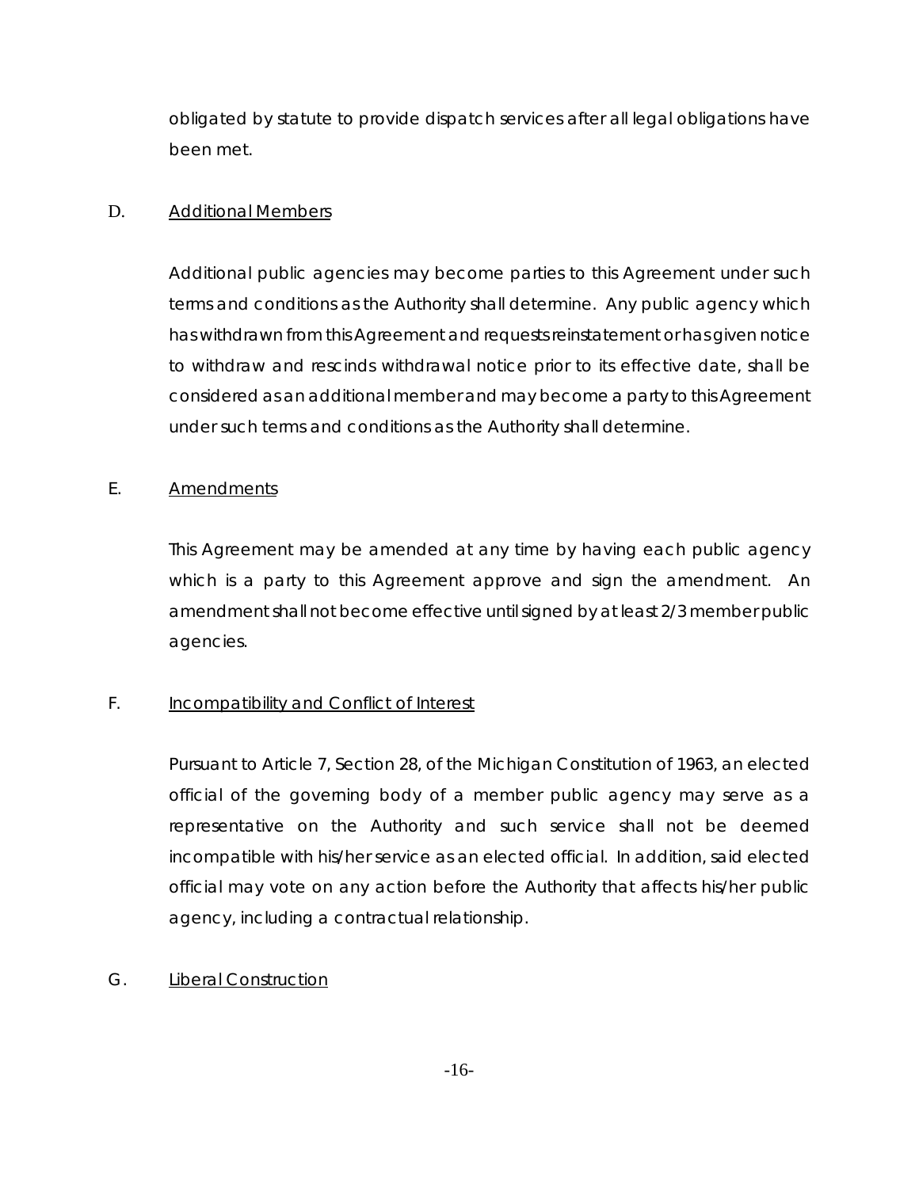obligated by statute to provide dispatch services after all legal obligations have been met.

D. <u>Additional Members</u>

Additional public agencies may become parties to this Agreement under such terms and conditions as the Authority shall determine. Any public agency which has withdrawn from this Agreement and requests reinstatement or has given notice to withdraw and rescinds withdrawal notice prior to its effective date, shall be considered as an additional member and may become a party to this Agreement under such terms and conditions as the Authority shall determine.

E. <u>Amendments</u>

This Agreement may be amended at any time by having each public agency which is a party to this Agreement approve and sign the amendment. An amendment shall not become effective until signed by at least 2/3 member public agencies.

F. <u>Incompatibility and Conflict of Interest</u>

Pursuant to Article 7, Section 28, of the Michigan Constitution of 1963, an elected official of the governing body of a member public agency may serve as a representative on the Authority and such service shall not be deemed incompatible with his/her service as an elected official. In addition, said elected official may vote on any action before the Authority that affects his/her public agency, including a contractual relationship.

G. <u>Liberal Construction</u>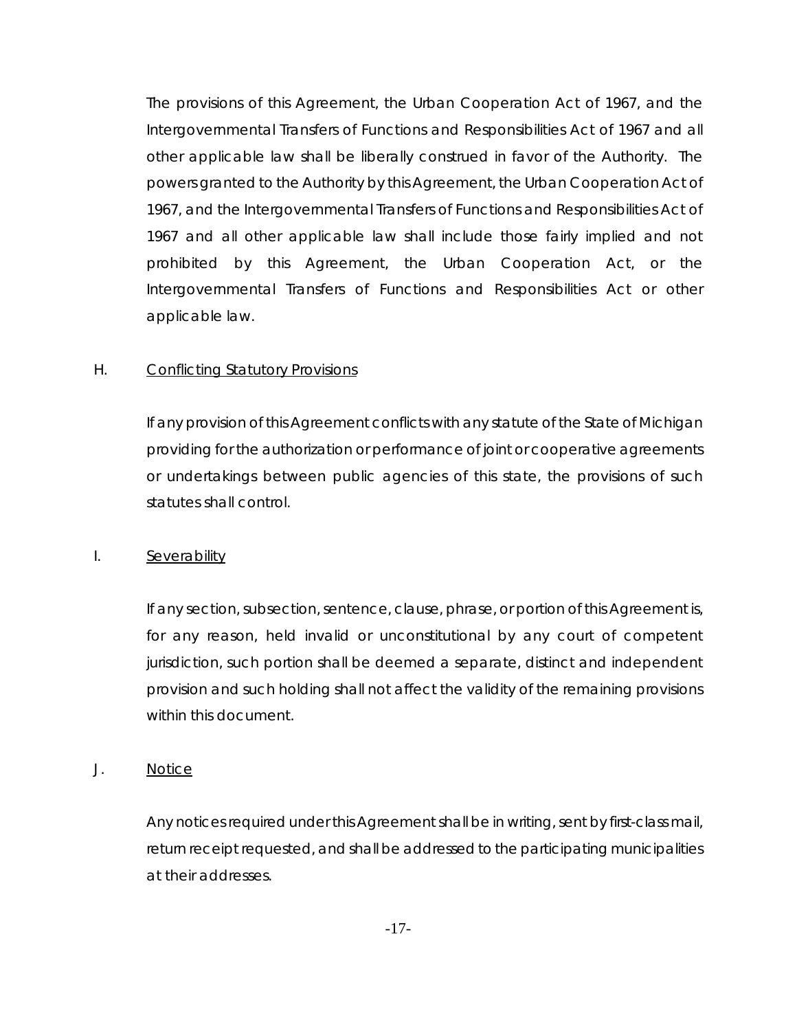The provisions of this Agreement, the Urban Cooperation Act of 1967, and the Intergovernmental Transfers of Functions and Responsibilities Act of 1967 and all other applicable law shall be liberally construed in favor of the Authority. The powers granted to the Authority by this Agreement, the Urban Cooperation Act of 1967, and the Intergovernmental Transfers of Functions and Responsibilities Act of 1967 and all other applicable law shall include those fairly implied and not prohibited by this Agreement, the Urban Cooperation Act, or the Intergovernmental Transfers of Functions and Responsibilities Act or other applicable law.

H. Conflicting Statutory Provisions

If any provision of this Agreement conflicts with any statute of the State of Michigan providing for the authorization or performance of joint or cooperative agreements or undertakings between public agencies of this state, the provisions of such statutes shall control.

I. Severability

If any section, subsection, sentence, clause, phrase, or portion of this Agreement is, for any reason, held invalid or unconstitutional by any court of competent jurisdiction, such portion shall be deemed a separate, distinct and independent provision and such holding shall not affect the validity of the remaining provisions within this document.

J. Notice

Any notices required under this Agreement shall be in writing, sent by first-class mail, return receipt requested, and shall be addressed to the participating municipalities at their addresses.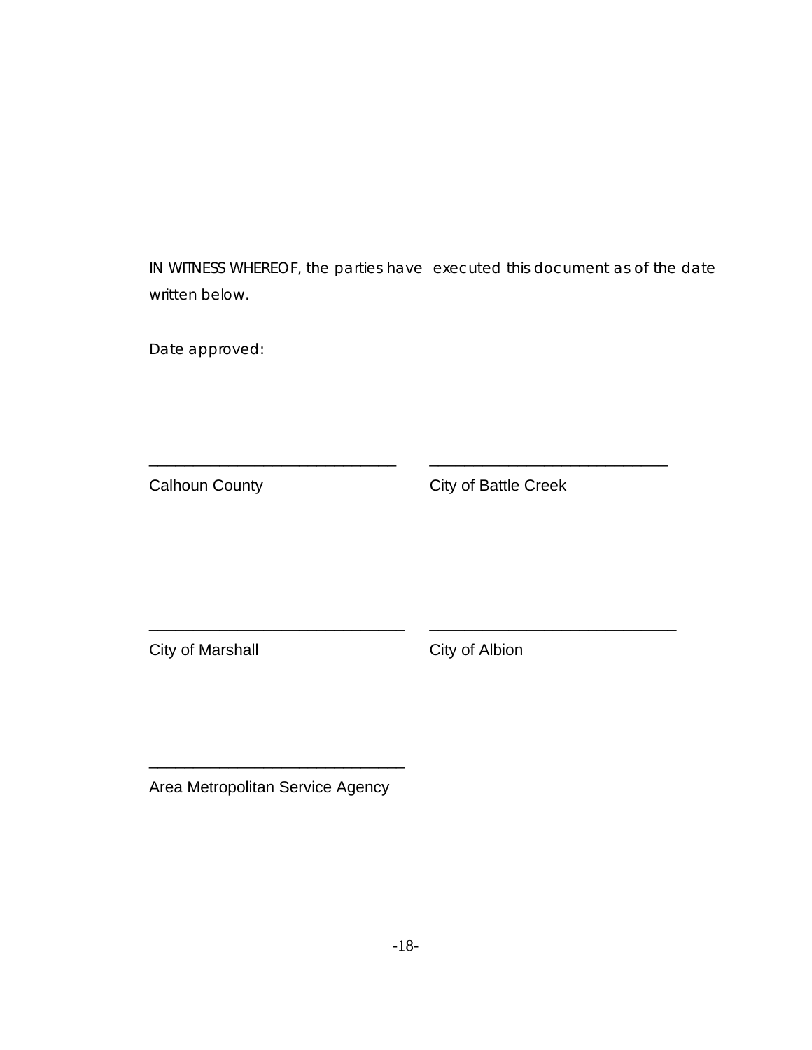IN WITNESS WHEREOF, the parties have executed this document as of the date written below.

Date approved:

______________________________ ______________________________

Calhoun County City of Battle Creek

______________________________ ______________________________

City of Marshall City of Albion

______________________________

Area Metropolitan Service Agency